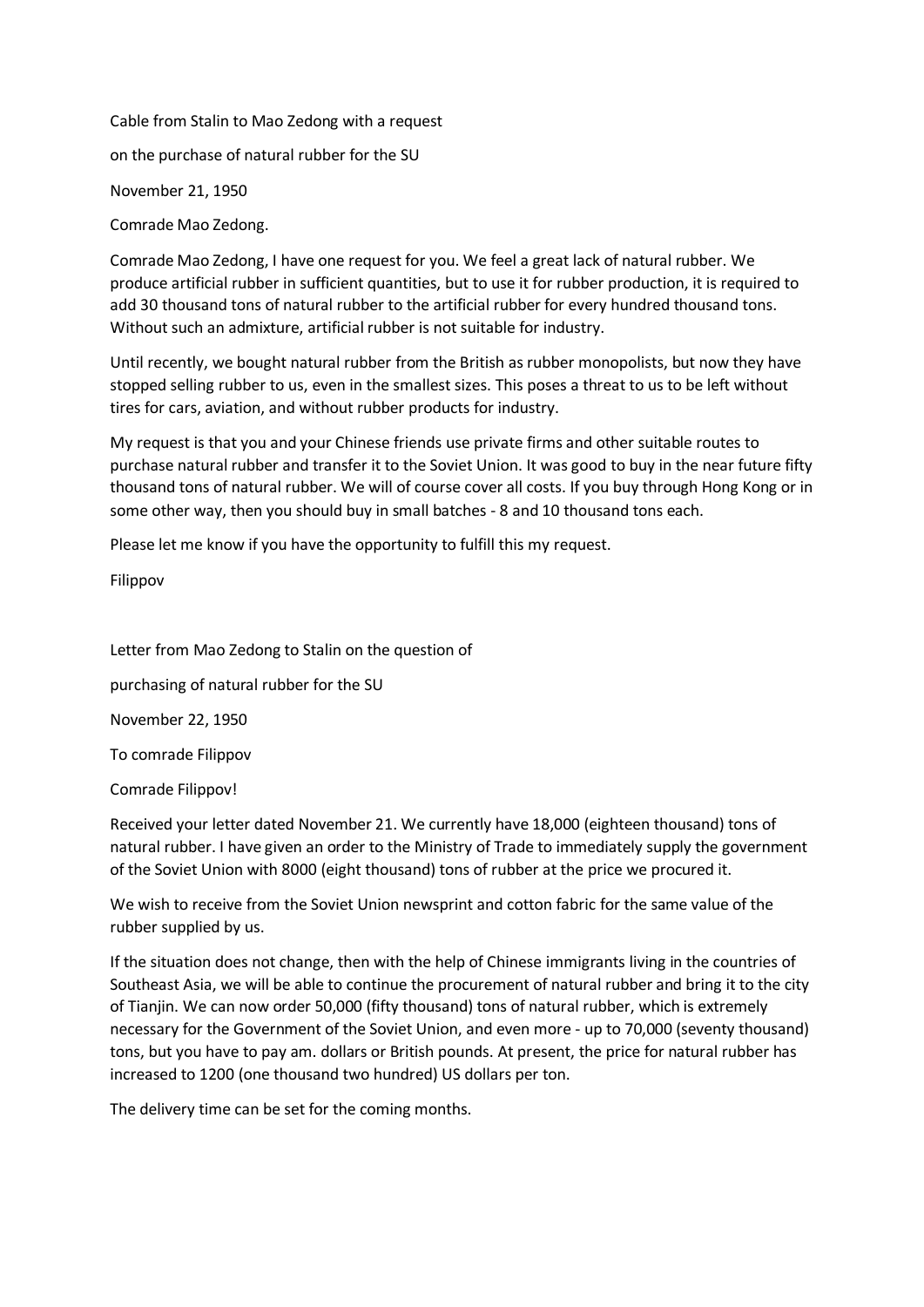Cable from Stalin to Mao Zedong with a request

on the purchase of natural rubber for the SU

November 21, 1950

Comrade Mao Zedong.

Comrade Mao Zedong, I have one request for you. We feel a great lack of natural rubber. We produce artificial rubber in sufficient quantities, but to use it for rubber production, it is required to add 30 thousand tons of natural rubber to the artificial rubber for every hundred thousand tons. Without such an admixture, artificial rubber is not suitable for industry.

Until recently, we bought natural rubber from the British as rubber monopolists, but now they have stopped selling rubber to us, even in the smallest sizes. This poses a threat to us to be left without tires for cars, aviation, and without rubber products for industry.

My request is that you and your Chinese friends use private firms and other suitable routes to purchase natural rubber and transfer it to the Soviet Union. It was good to buy in the near future fifty thousand tons of natural rubber. We will of course cover all costs. If you buy through Hong Kong or in some other way, then you should buy in small batches - 8 and 10 thousand tons each.

Please let me know if you have the opportunity to fulfill this my request.

Filippov

Letter from Mao Zedong to Stalin on the question of

purchasing of natural rubber for the SU

November 22, 1950

To comrade Filippov

Comrade Filippov!

Received your letter dated November 21. We currently have 18,000 (eighteen thousand) tons of natural rubber. I have given an order to the Ministry of Trade to immediately supply the government of the Soviet Union with 8000 (eight thousand) tons of rubber at the price we procured it.

We wish to receive from the Soviet Union newsprint and cotton fabric for the same value of the rubber supplied by us.

If the situation does not change, then with the help of Chinese immigrants living in the countries of Southeast Asia, we will be able to continue the procurement of natural rubber and bring it to the city of Tianjin. We can now order 50,000 (fifty thousand) tons of natural rubber, which is extremely necessary for the Government of the Soviet Union, and even more - up to 70,000 (seventy thousand) tons, but you have to pay am. dollars or British pounds. At present, the price for natural rubber has increased to 1200 (one thousand two hundred) US dollars per ton.

The delivery time can be set for the coming months.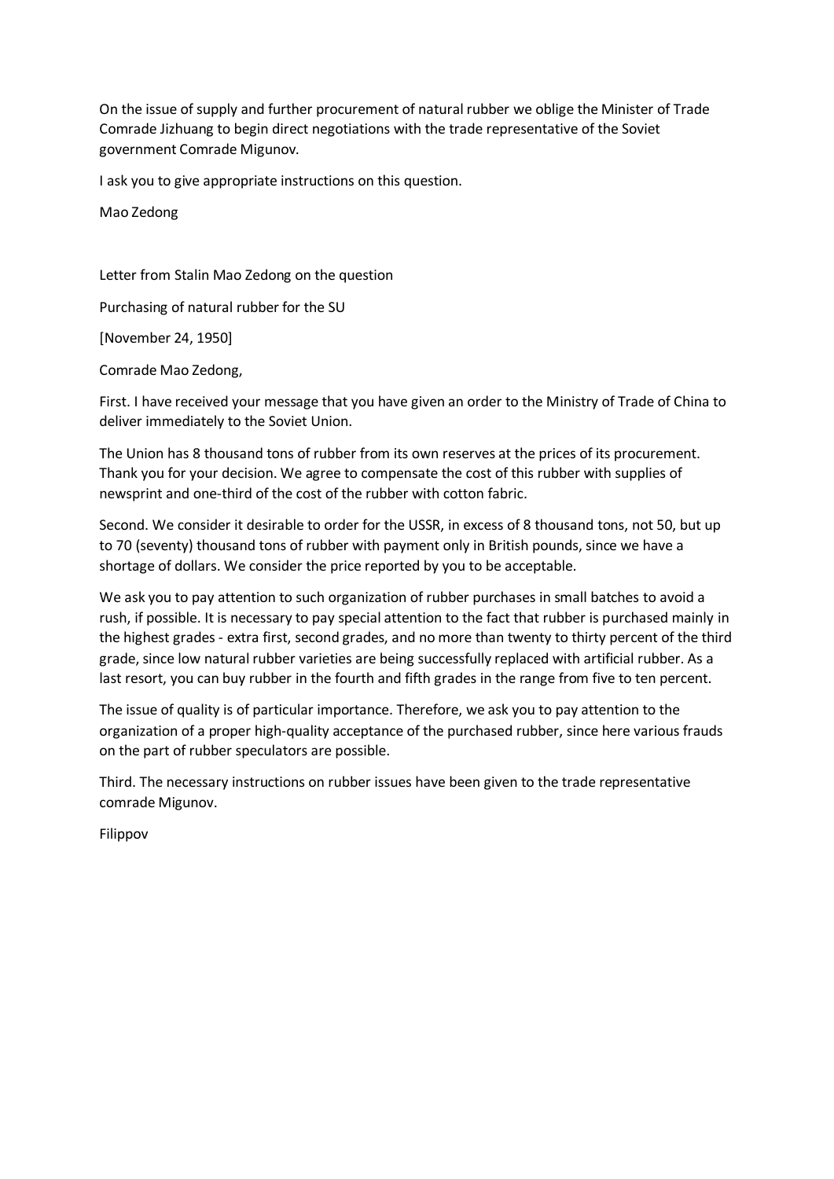On the issue of supply and further procurement of natural rubber we oblige the Minister of Trade Comrade Jizhuang to begin direct negotiations with the trade representative of the Soviet government Comrade Migunov.

I ask you to give appropriate instructions on this question.

Mao Zedong

Letter from Stalin Mao Zedong on the question

Purchasing of natural rubber for the SU

[November 24, 1950]

Comrade Mao Zedong,

First. I have received your message that you have given an order to the Ministry of Trade of China to deliver immediately to the Soviet Union.

The Union has 8 thousand tons of rubber from its own reserves at the prices of its procurement. Thank you for your decision. We agree to compensate the cost of this rubber with supplies of newsprint and one-third of the cost of the rubber with cotton fabric.

Second. We consider it desirable to order for the USSR, in excess of 8 thousand tons, not 50, but up to 70 (seventy) thousand tons of rubber with payment only in British pounds, since we have a shortage of dollars. We consider the price reported by you to be acceptable.

We ask you to pay attention to such organization of rubber purchases in small batches to avoid a rush, if possible. It is necessary to pay special attention to the fact that rubber is purchased mainly in the highest grades - extra first, second grades, and no more than twenty to thirty percent of the third grade, since low natural rubber varieties are being successfully replaced with artificial rubber. As a last resort, you can buy rubber in the fourth and fifth grades in the range from five to ten percent.

The issue of quality is of particular importance. Therefore, we ask you to pay attention to the organization of a proper high-quality acceptance of the purchased rubber, since here various frauds on the part of rubber speculators are possible.

Third. The necessary instructions on rubber issues have been given to the trade representative comrade Migunov.

Filippov